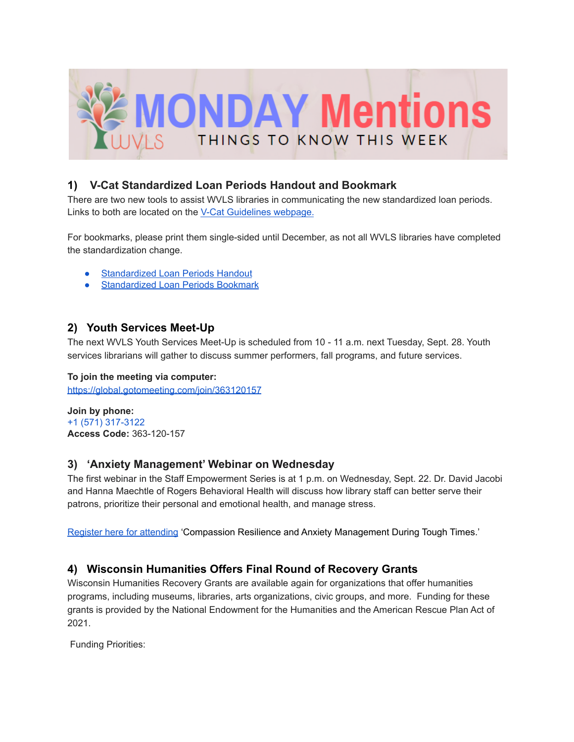# MONDAY Mentions

WVLS — THINGS TO KNOW THIS WEEK

## 1) V-Cat Standardized Loan Periods Handout and Bookmark

There are two new tools to assist WVLS libraries in communicating the new standardized loan periods. Links to both are located on the V-Cat Guidelines webpage.

For bookmarks, please print them single-sided until December, as not all WVLS libraries have completed the standardization change.

- Standardized Loan Periods Handout
- Standardized Loan Periods Bookmark

## 2) Youth Services Meet-Up

The next WVLS Youth Services Meet-Up is scheduled from 10 - 11 a.m. next Tuesday, Sept. 28. Youth services librarians will gather to discuss summer performers, fall programs, and future services.

**To join the meeting via computer:**
https://global.gotomeeting.com/join/363120157

**Join by phone:**
+1 (571) 317-3122
**Access Code:** 363-120-157

## 3) 'Anxiety Management' Webinar on Wednesday

The first webinar in the Staff Empowerment Series is at 1 p.m. on Wednesday, Sept. 22. Dr. David Jacobi and Hanna Maechtle of Rogers Behavioral Health will discuss how library staff can better serve their patrons, prioritize their personal and emotional health, and manage stress.

Register here for attending 'Compassion Resilience and Anxiety Management During Tough Times.'

## 4) Wisconsin Humanities Offers Final Round of Recovery Grants

Wisconsin Humanities Recovery Grants are available again for organizations that offer humanities programs, including museums, libraries, arts organizations, civic groups, and more. Funding for these grants is provided by the National Endowment for the Humanities and the American Rescue Plan Act of 2021.

Funding Priorities: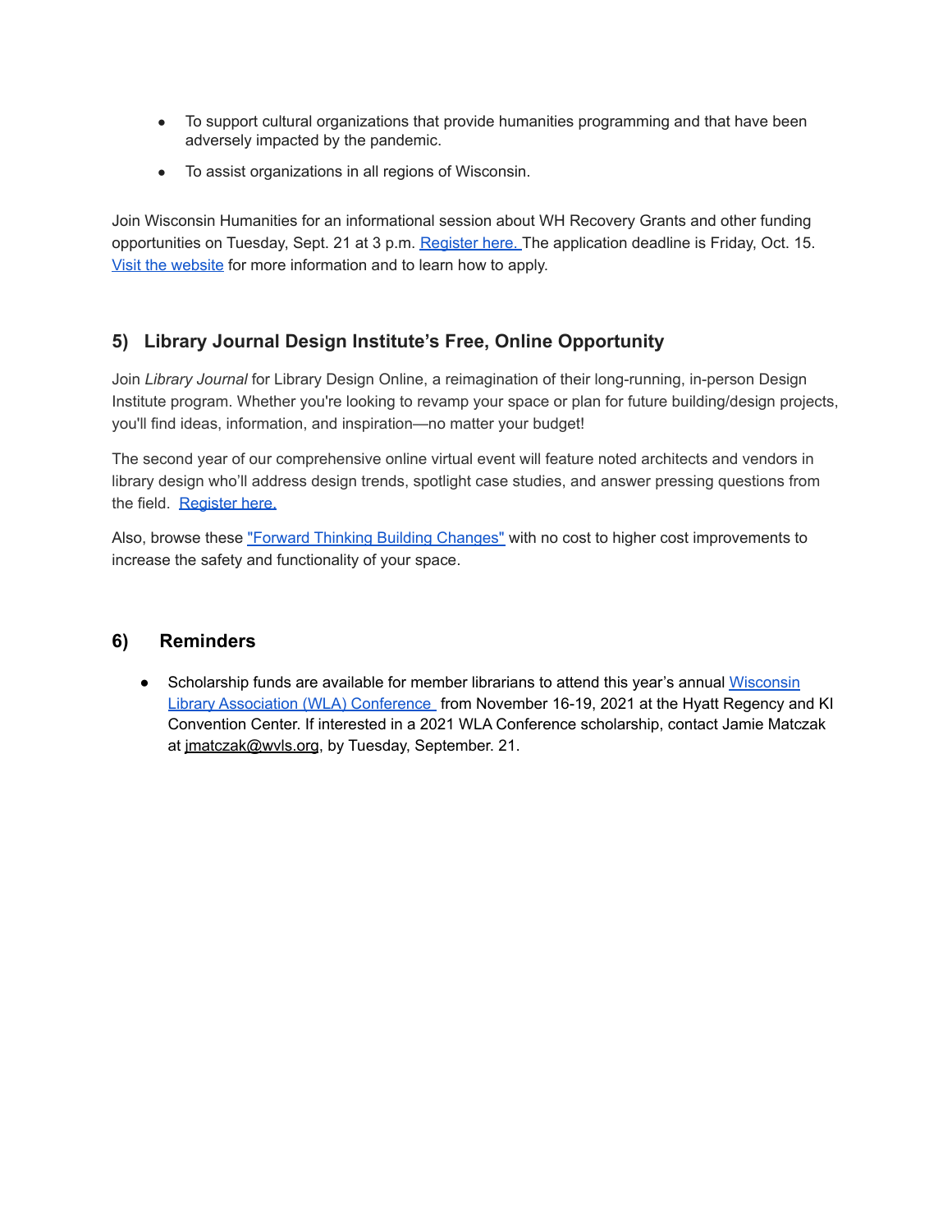- To support cultural organizations that provide humanities programming and that have been adversely impacted by the pandemic.
- To assist organizations in all regions of Wisconsin.

Join Wisconsin Humanities for an informational session about WH Recovery Grants and other funding opportunities on Tuesday, Sept. 21 at 3 p.m. Register here. The application deadline is Friday, Oct. 15. Visit the website for more information and to learn how to apply.

## 5) Library Journal Design Institute's Free, Online Opportunity

Join *Library Journal* for Library Design Online, a reimagination of their long-running, in-person Design Institute program. Whether you're looking to revamp your space or plan for future building/design projects, you'll find ideas, information, and inspiration—no matter your budget!

The second year of our comprehensive online virtual event will feature noted architects and vendors in library design who'll address design trends, spotlight case studies, and answer pressing questions from the field. Register here.

Also, browse these "Forward Thinking Building Changes" with no cost to higher cost improvements to increase the safety and functionality of your space.

## 6) Reminders

- Scholarship funds are available for member librarians to attend this year's annual Wisconsin Library Association (WLA) Conference from November 16-19, 2021 at the Hyatt Regency and KI Convention Center. If interested in a 2021 WLA Conference scholarship, contact Jamie Matczak at jmatczak@wvls.org, by Tuesday, September. 21.